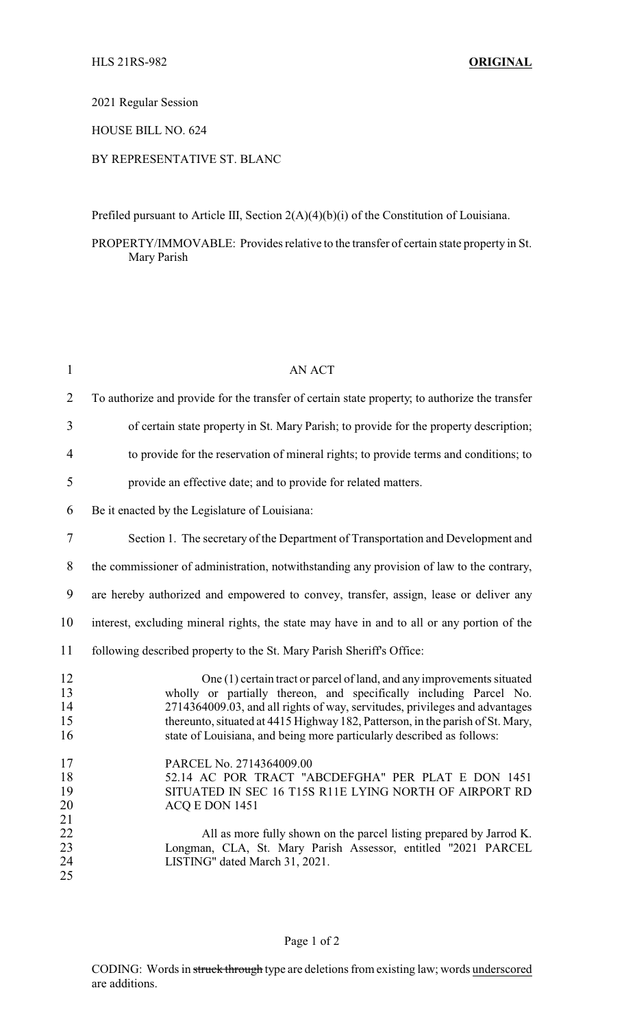HLS 21RS-982 **ORIGINAL**

2021 Regular Session

HOUSE BILL NO. 624

BY REPRESENTATIVE ST. BLANC

Prefiled pursuant to Article III, Section 2(A)(4)(b)(i) of the Constitution of Louisiana.

PROPERTY/IMMOVABLE: Provides relative to the transfer of certain state property in St. Mary Parish

AN ACT

To authorize and provide for the transfer of certain state property; to authorize the transfer of certain state property in St. Mary Parish; to provide for the property description; to provide for the reservation of mineral rights; to provide terms and conditions; to provide an effective date; and to provide for related matters.

Be it enacted by the Legislature of Louisiana:

Section 1. The secretary of the Department of Transportation and Development and the commissioner of administration, notwithstanding any provision of law to the contrary, are hereby authorized and empowered to convey, transfer, assign, lease or deliver any interest, excluding mineral rights, the state may have in and to all or any portion of the following described property to the St. Mary Parish Sheriff's Office:

> One (1) certain tract or parcel of land, and any improvements situated wholly or partially thereon, and specifically including Parcel No. 2714364009.03, and all rights of way, servitudes, privileges and advantages thereunto, situated at 4415 Highway 182, Patterson, in the parish of St. Mary, state of Louisiana, and being more particularly described as follows:
>
> PARCEL No. 2714364009.00
> 52.14 AC POR TRACT "ABCDEFGHA" PER PLAT E DON 1451 SITUATED IN SEC 16 T15S R11E LYING NORTH OF AIRPORT RD ACQ E DON 1451
>
> All as more fully shown on the parcel listing prepared by Jarrod K. Longman, CLA, St. Mary Parish Assessor, entitled "2021 PARCEL LISTING" dated March 31, 2021.

CODING: Words in ~~struck through~~ type are deletions from existing law; words underscored are additions.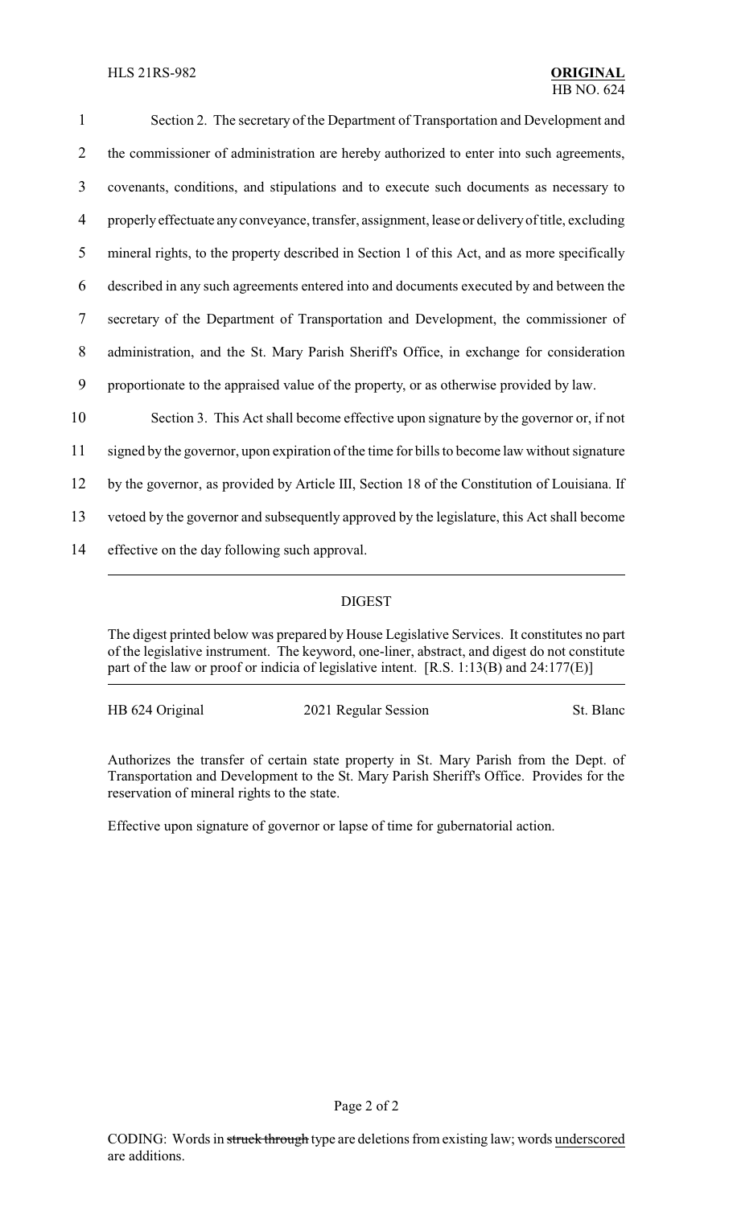Section 2. The secretary of the Department of Transportation and Development and the commissioner of administration are hereby authorized to enter into such agreements, covenants, conditions, and stipulations and to execute such documents as necessary to properly effectuate any conveyance, transfer, assignment, lease or delivery of title, excluding mineral rights, to the property described in Section 1 of this Act, and as more specifically described in any such agreements entered into and documents executed by and between the secretary of the Department of Transportation and Development, the commissioner of administration, and the St. Mary Parish Sheriff's Office, in exchange for consideration proportionate to the appraised value of the property, or as otherwise provided by law.

Section 3. This Act shall become effective upon signature by the governor or, if not signed by the governor, upon expiration of the time for bills to become law without signature by the governor, as provided by Article III, Section 18 of the Constitution of Louisiana. If vetoed by the governor and subsequently approved by the legislature, this Act shall become effective on the day following such approval.

DIGEST

The digest printed below was prepared by House Legislative Services. It constitutes no part of the legislative instrument. The keyword, one-liner, abstract, and digest do not constitute part of the law or proof or indicia of legislative intent. [R.S. 1:13(B) and 24:177(E)]

HB 624 Original     2021 Regular Session     St. Blanc

Authorizes the transfer of certain state property in St. Mary Parish from the Dept. of Transportation and Development to the St. Mary Parish Sheriff's Office. Provides for the reservation of mineral rights to the state.

Effective upon signature of governor or lapse of time for gubernatorial action.

CODING: Words in ~~struck through~~ type are deletions from existing law; words underscored are additions.